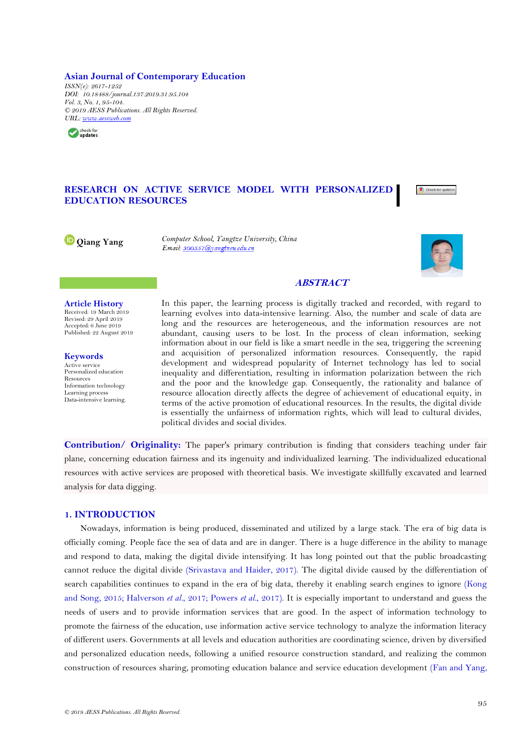**Asian Journal of Contemporary Education**
*ISSN(e): 2617-1252*
*DOI: 10.18488/journal.137.2019.31.95.104*
*Vol. 3, No. 1, 95-104.*
*© 2019 AESS Publications. All Rights Reserved.*
*URL: www.aessweb.com*

# RESEARCH ON ACTIVE SERVICE MODEL WITH PERSONALIZED EDUCATION RESOURCES

**Qiang Yang**

*Computer School, Yangtze University, China*
*Email: 300557@yangtzeu.edu.cn*

**Article History**
Received: 19 March 2019
Revised: 29 April 2019
Accepted: 6 June 2019
Published: 22 August 2019

**Keywords**
Active service
Personalized education
Resources
Information technology
Learning process
Data-intensive learning.

## ABSTRACT

In this paper, the learning process is digitally tracked and recorded, with regard to learning evolves into data-intensive learning. Also, the number and scale of data are long and the resources are heterogeneous, and the information resources are not abundant, causing users to be lost. In the process of clean information, seeking information about in our field is like a smart needle in the sea, triggering the screening and acquisition of personalized information resources. Consequently, the rapid development and widespread popularity of Internet technology has led to social inequality and differentiation, resulting in information polarization between the rich and the poor and the knowledge gap. Consequently, the rationality and balance of resource allocation directly affects the degree of achievement of educational equity, in terms of the active promotion of educational resources. In the results, the digital divide is essentially the unfairness of information rights, which will lead to cultural divides, political divides and social divides.

**Contribution/ Originality:** The paper's primary contribution is finding that considers teaching under fair plane, concerning education fairness and its ingenuity and individualized learning. The individualized educational resources with active services are proposed with theoretical basis. We investigate skillfully excavated and learned analysis for data digging.

## 1. INTRODUCTION

Nowadays, information is being produced, disseminated and utilized by a large stack. The era of big data is officially coming. People face the sea of data and are in danger. There is a huge difference in the ability to manage and respond to data, making the digital divide intensifying. It has long pointed out that the public broadcasting cannot reduce the digital divide (Srivastava and Haider, 2017). The digital divide caused by the differentiation of search capabilities continues to expand in the era of big data, thereby it enabling search engines to ignore (Kong and Song, 2015; Halverson *et al.*, 2017; Powers *et al.*, 2017). It is especially important to understand and guess the needs of users and to provide information services that are good. In the aspect of information technology to promote the fairness of the education, use information active service technology to analyze the information literacy of different users. Governments at all levels and education authorities are coordinating science, driven by diversified and personalized education needs, following a unified resource construction standard, and realizing the common construction of resources sharing, promoting education balance and service education development (Fan and Yang,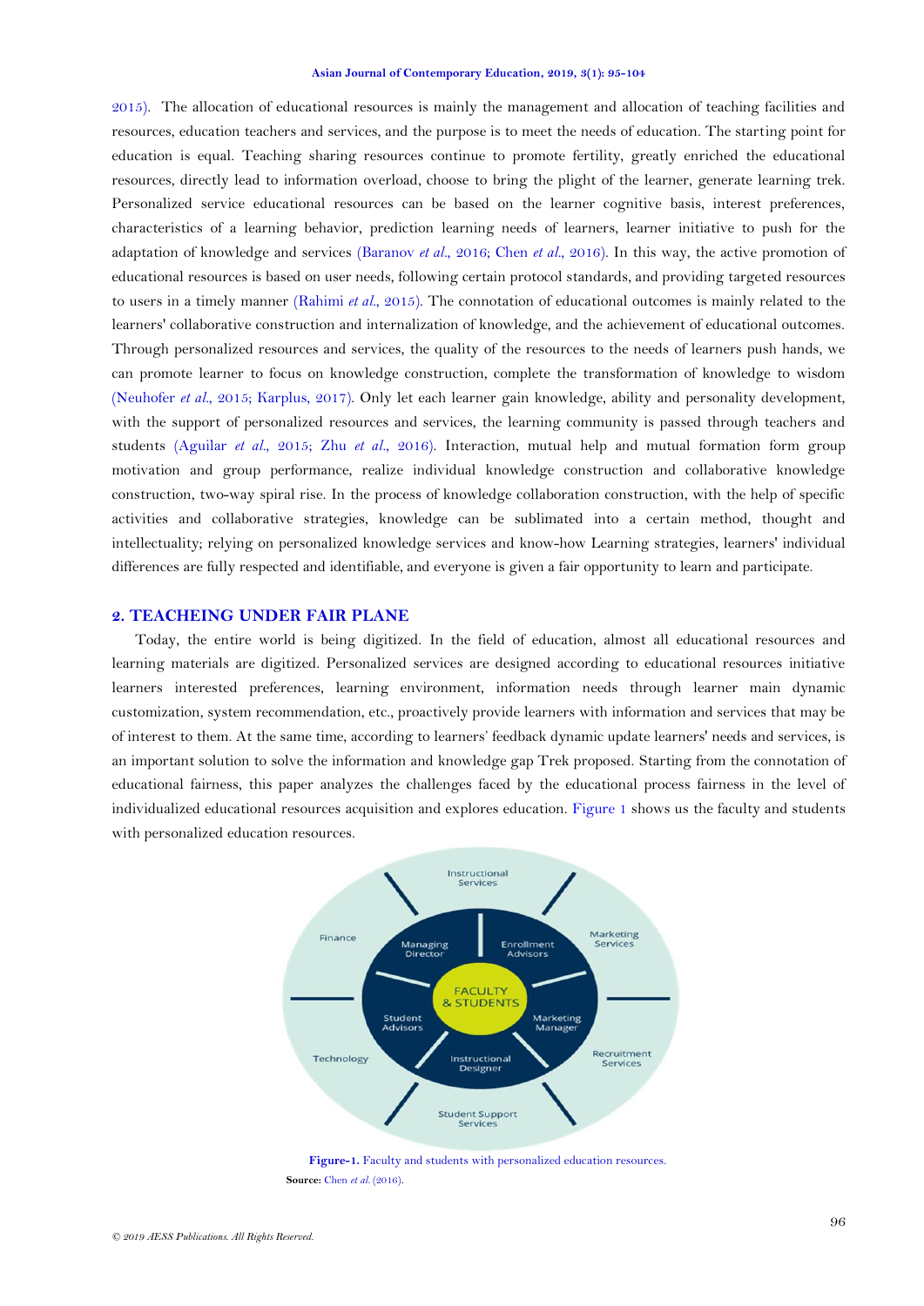2015). The allocation of educational resources is mainly the management and allocation of teaching facilities and resources, education teachers and services, and the purpose is to meet the needs of education. The starting point for education is equal. Teaching sharing resources continue to promote fertility, greatly enriched the educational resources, directly lead to information overload, choose to bring the plight of the learner, generate learning trek. Personalized service educational resources can be based on the learner cognitive basis, interest preferences, characteristics of a learning behavior, prediction learning needs of learners, learner initiative to push for the adaptation of knowledge and services (Baranov *et al.*, 2016; Chen *et al.*, 2016). In this way, the active promotion of educational resources is based on user needs, following certain protocol standards, and providing targeted resources to users in a timely manner (Rahimi *et al.*, 2015). The connotation of educational outcomes is mainly related to the learners' collaborative construction and internalization of knowledge, and the achievement of educational outcomes. Through personalized resources and services, the quality of the resources to the needs of learners push hands, we can promote learner to focus on knowledge construction, complete the transformation of knowledge to wisdom (Neuhofer *et al.*, 2015; Karplus, 2017). Only let each learner gain knowledge, ability and personality development, with the support of personalized resources and services, the learning community is passed through teachers and students (Aguilar *et al.*, 2015; Zhu *et al.*, 2016). Interaction, mutual help and mutual formation form group motivation and group performance, realize individual knowledge construction and collaborative knowledge construction, two-way spiral rise. In the process of knowledge collaboration construction, with the help of specific activities and collaborative strategies, knowledge can be sublimated into a certain method, thought and intellectuality; relying on personalized knowledge services and know-how Learning strategies, learners' individual differences are fully respected and identifiable, and everyone is given a fair opportunity to learn and participate.

## 2. TEACHEING UNDER FAIR PLANE

Today, the entire world is being digitized. In the field of education, almost all educational resources and learning materials are digitized. Personalized services are designed according to educational resources initiative learners interested preferences, learning environment, information needs through learner main dynamic customization, system recommendation, etc., proactively provide learners with information and services that may be of interest to them. At the same time, according to learners' feedback dynamic update learners' needs and services, is an important solution to solve the information and knowledge gap Trek proposed. Starting from the connotation of educational fairness, this paper analyzes the challenges faced by the educational process fairness in the level of individualized educational resources acquisition and explores education. Figure 1 shows us the faculty and students with personalized education resources.

**Figure-1.** Faculty and students with personalized education resources.

**Source:** Chen *et al.* (2016).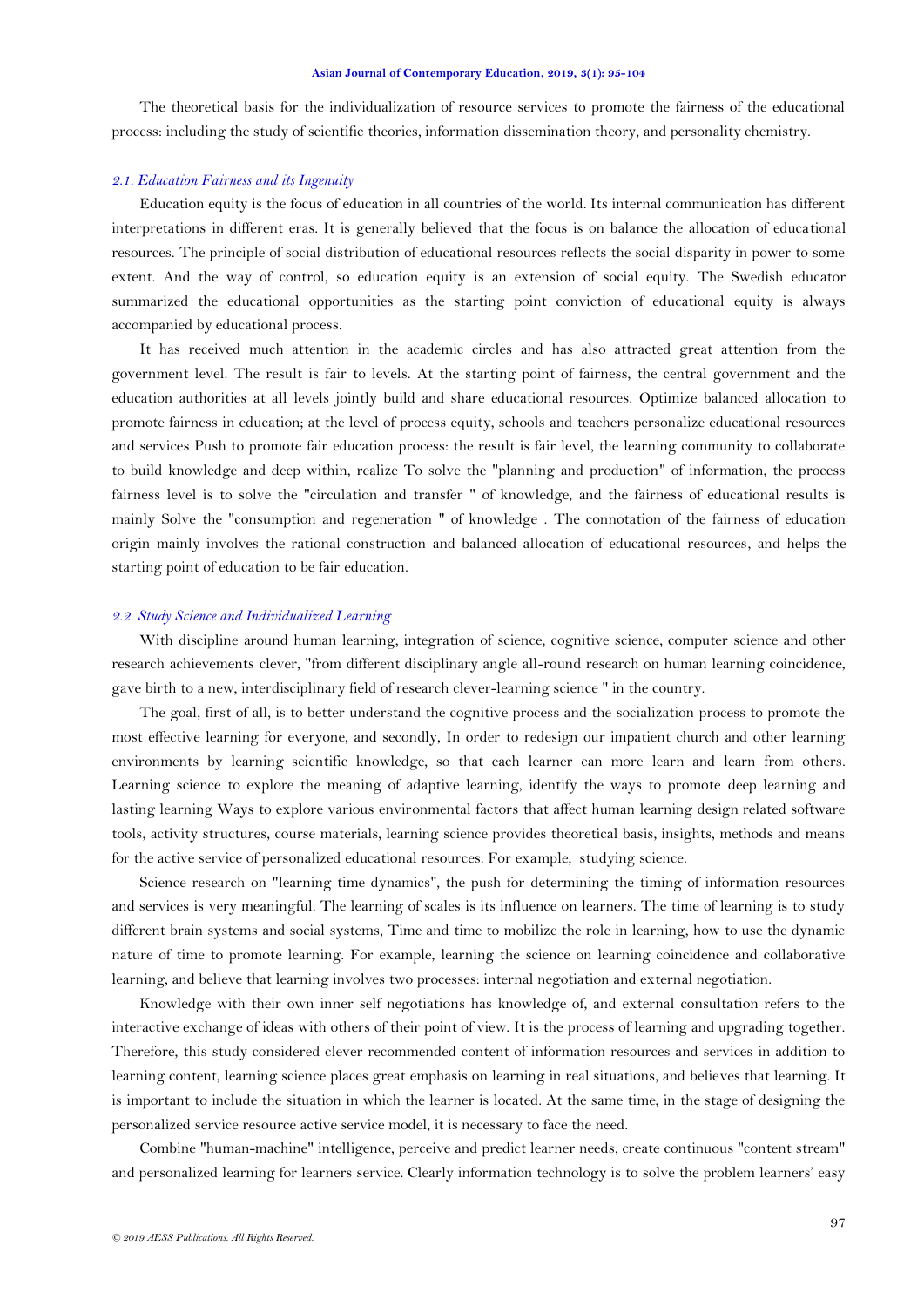The theoretical basis for the individualization of resource services to promote the fairness of the educational process: including the study of scientific theories, information dissemination theory, and personality chemistry.

### *2.1. Education Fairness and its Ingenuity*

Education equity is the focus of education in all countries of the world. Its internal communication has different interpretations in different eras. It is generally believed that the focus is on balance the allocation of educational resources. The principle of social distribution of educational resources reflects the social disparity in power to some extent. And the way of control, so education equity is an extension of social equity. The Swedish educator summarized the educational opportunities as the starting point conviction of educational equity is always accompanied by educational process.

It has received much attention in the academic circles and has also attracted great attention from the government level. The result is fair to levels. At the starting point of fairness, the central government and the education authorities at all levels jointly build and share educational resources. Optimize balanced allocation to promote fairness in education; at the level of process equity, schools and teachers personalize educational resources and services Push to promote fair education process: the result is fair level, the learning community to collaborate to build knowledge and deep within, realize To solve the "planning and production" of information, the process fairness level is to solve the "circulation and transfer " of knowledge, and the fairness of educational results is mainly Solve the "consumption and regeneration " of knowledge . The connotation of the fairness of education origin mainly involves the rational construction and balanced allocation of educational resources, and helps the starting point of education to be fair education.

### *2.2. Study Science and Individualized Learning*

With discipline around human learning, integration of science, cognitive science, computer science and other research achievements clever, "from different disciplinary angle all-round research on human learning coincidence, gave birth to a new, interdisciplinary field of research clever-learning science " in the country.

The goal, first of all, is to better understand the cognitive process and the socialization process to promote the most effective learning for everyone, and secondly, In order to redesign our impatient church and other learning environments by learning scientific knowledge, so that each learner can more learn and learn from others. Learning science to explore the meaning of adaptive learning, identify the ways to promote deep learning and lasting learning Ways to explore various environmental factors that affect human learning design related software tools, activity structures, course materials, learning science provides theoretical basis, insights, methods and means for the active service of personalized educational resources. For example, studying science.

Science research on "learning time dynamics", the push for determining the timing of information resources and services is very meaningful. The learning of scales is its influence on learners. The time of learning is to study different brain systems and social systems, Time and time to mobilize the role in learning, how to use the dynamic nature of time to promote learning. For example, learning the science on learning coincidence and collaborative learning, and believe that learning involves two processes: internal negotiation and external negotiation.

Knowledge with their own inner self negotiations has knowledge of, and external consultation refers to the interactive exchange of ideas with others of their point of view. It is the process of learning and upgrading together. Therefore, this study considered clever recommended content of information resources and services in addition to learning content, learning science places great emphasis on learning in real situations, and believes that learning. It is important to include the situation in which the learner is located. At the same time, in the stage of designing the personalized service resource active service model, it is necessary to face the need.

Combine "human-machine" intelligence, perceive and predict learner needs, create continuous "content stream" and personalized learning for learners service. Clearly information technology is to solve the problem learners' easy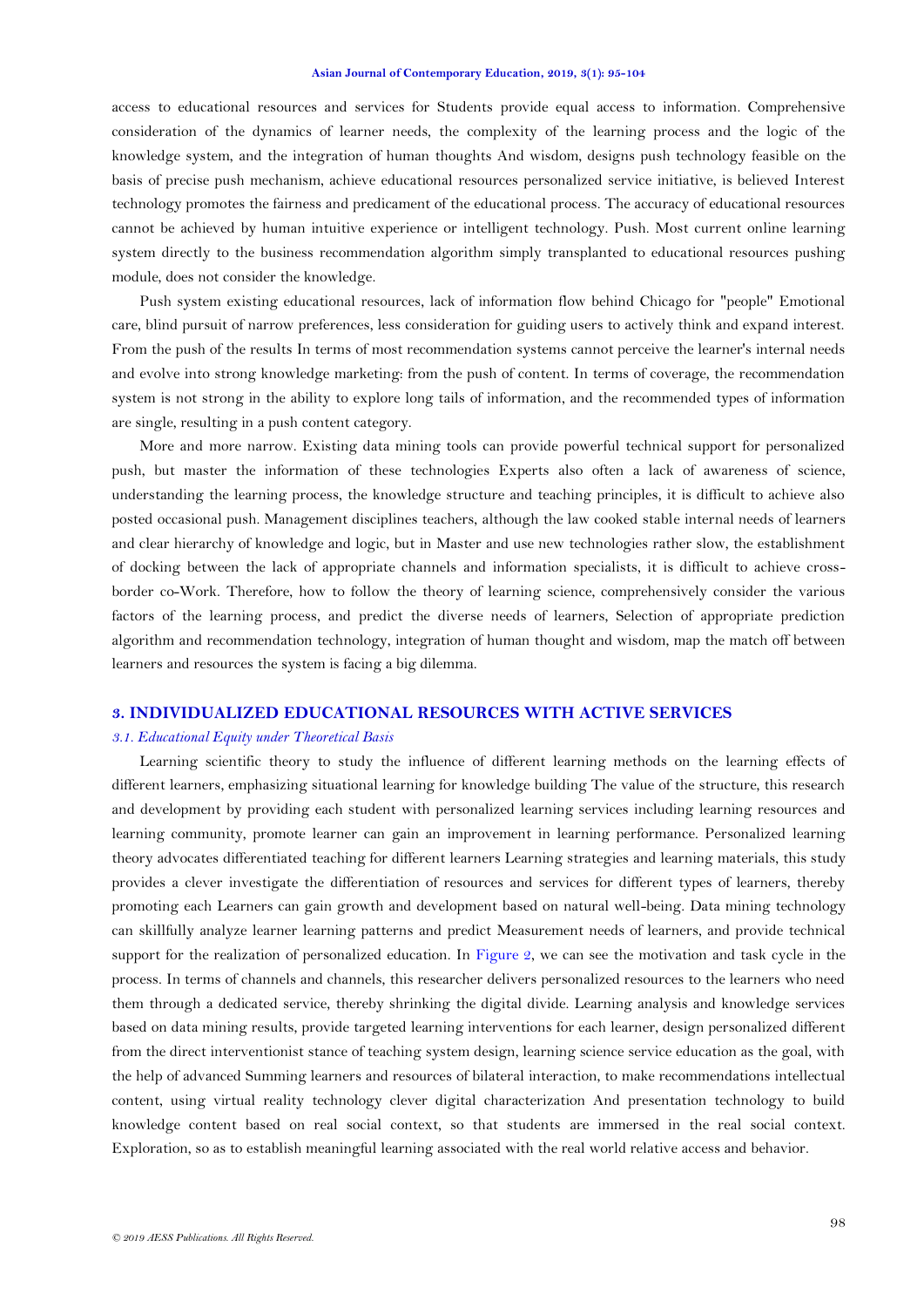access to educational resources and services for Students provide equal access to information. Comprehensive consideration of the dynamics of learner needs, the complexity of the learning process and the logic of the knowledge system, and the integration of human thoughts And wisdom, designs push technology feasible on the basis of precise push mechanism, achieve educational resources personalized service initiative, is believed Interest technology promotes the fairness and predicament of the educational process. The accuracy of educational resources cannot be achieved by human intuitive experience or intelligent technology. Push. Most current online learning system directly to the business recommendation algorithm simply transplanted to educational resources pushing module, does not consider the knowledge.

Push system existing educational resources, lack of information flow behind Chicago for "people" Emotional care, blind pursuit of narrow preferences, less consideration for guiding users to actively think and expand interest. From the push of the results In terms of most recommendation systems cannot perceive the learner's internal needs and evolve into strong knowledge marketing: from the push of content. In terms of coverage, the recommendation system is not strong in the ability to explore long tails of information, and the recommended types of information are single, resulting in a push content category.

More and more narrow. Existing data mining tools can provide powerful technical support for personalized push, but master the information of these technologies Experts also often a lack of awareness of science, understanding the learning process, the knowledge structure and teaching principles, it is difficult to achieve also posted occasional push. Management disciplines teachers, although the law cooked stable internal needs of learners and clear hierarchy of knowledge and logic, but in Master and use new technologies rather slow, the establishment of docking between the lack of appropriate channels and information specialists, it is difficult to achieve cross-border co-Work. Therefore, how to follow the theory of learning science, comprehensively consider the various factors of the learning process, and predict the diverse needs of learners, Selection of appropriate prediction algorithm and recommendation technology, integration of human thought and wisdom, map the match off between learners and resources the system is facing a big dilemma.

## 3. INDIVIDUALIZED EDUCATIONAL RESOURCES WITH ACTIVE SERVICES

### *3.1. Educational Equity under Theoretical Basis*

Learning scientific theory to study the influence of different learning methods on the learning effects of different learners, emphasizing situational learning for knowledge building The value of the structure, this research and development by providing each student with personalized learning services including learning resources and learning community, promote learner can gain an improvement in learning performance. Personalized learning theory advocates differentiated teaching for different learners Learning strategies and learning materials, this study provides a clever investigate the differentiation of resources and services for different types of learners, thereby promoting each Learners can gain growth and development based on natural well-being. Data mining technology can skillfully analyze learner learning patterns and predict Measurement needs of learners, and provide technical support for the realization of personalized education. In Figure 2, we can see the motivation and task cycle in the process. In terms of channels and channels, this researcher delivers personalized resources to the learners who need them through a dedicated service, thereby shrinking the digital divide. Learning analysis and knowledge services based on data mining results, provide targeted learning interventions for each learner, design personalized different from the direct interventionist stance of teaching system design, learning science service education as the goal, with the help of advanced Summing learners and resources of bilateral interaction, to make recommendations intellectual content, using virtual reality technology clever digital characterization And presentation technology to build knowledge content based on real social context, so that students are immersed in the real social context. Exploration, so as to establish meaningful learning associated with the real world relative access and behavior.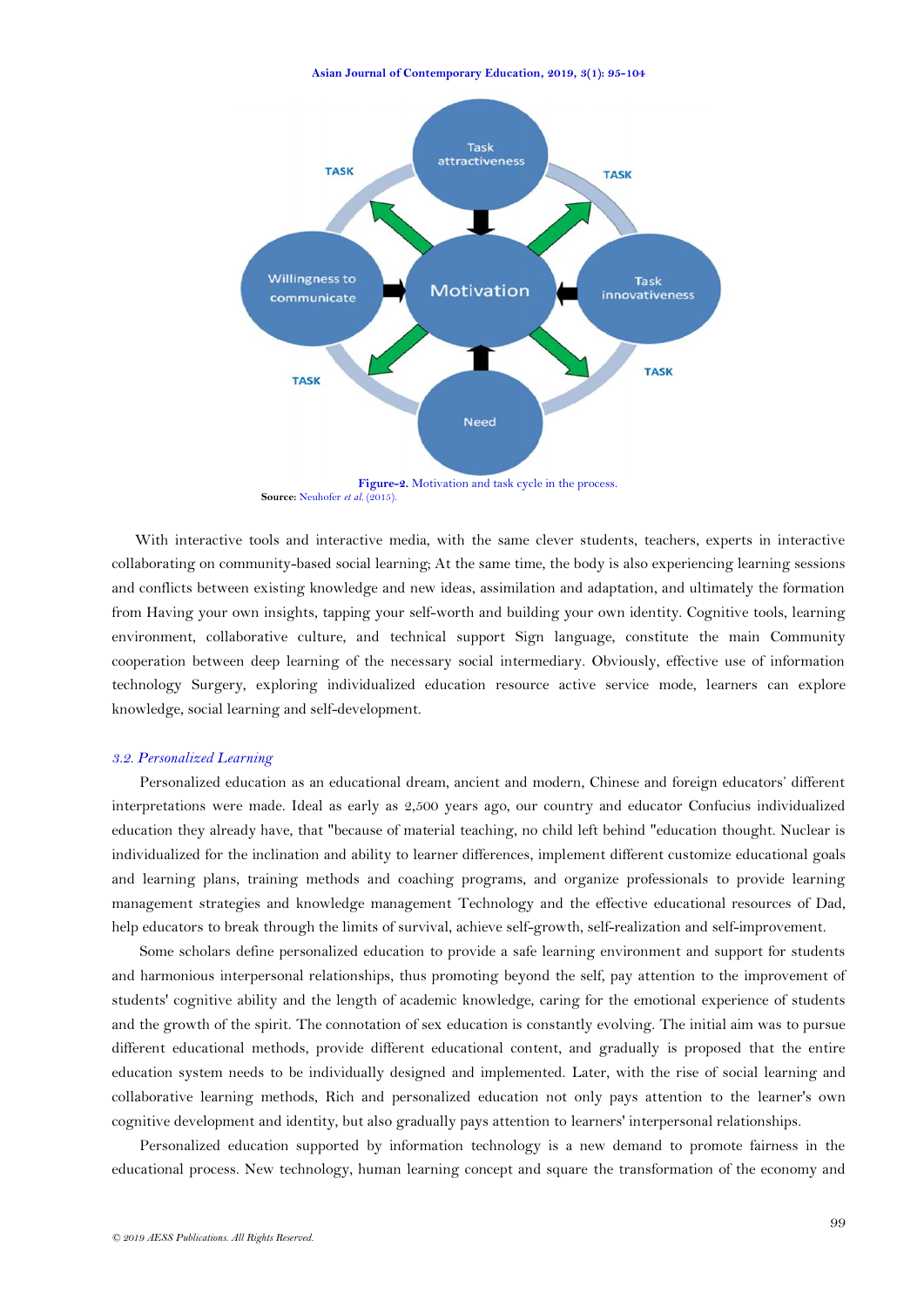**Figure-2.** Motivation and task cycle in the process.
**Source:** Neuhofer *et al.* (2015).

With interactive tools and interactive media, with the same clever students, teachers, experts in interactive collaborating on community-based social learning; At the same time, the body is also experiencing learning sessions and conflicts between existing knowledge and new ideas, assimilation and adaptation, and ultimately the formation from Having your own insights, tapping your self-worth and building your own identity. Cognitive tools, learning environment, collaborative culture, and technical support Sign language, constitute the main Community cooperation between deep learning of the necessary social intermediary. Obviously, effective use of information technology Surgery, exploring individualized education resource active service mode, learners can explore knowledge, social learning and self-development.

### *3.2. Personalized Learning*

Personalized education as an educational dream, ancient and modern, Chinese and foreign educators' different interpretations were made. Ideal as early as 2,500 years ago, our country and educator Confucius individualized education they already have, that "because of material teaching, no child left behind "education thought. Nuclear is individualized for the inclination and ability to learner differences, implement different customize educational goals and learning plans, training methods and coaching programs, and organize professionals to provide learning management strategies and knowledge management Technology and the effective educational resources of Dad, help educators to break through the limits of survival, achieve self-growth, self-realization and self-improvement.

Some scholars define personalized education to provide a safe learning environment and support for students and harmonious interpersonal relationships, thus promoting beyond the self, pay attention to the improvement of students' cognitive ability and the length of academic knowledge, caring for the emotional experience of students and the growth of the spirit. The connotation of sex education is constantly evolving. The initial aim was to pursue different educational methods, provide different educational content, and gradually is proposed that the entire education system needs to be individually designed and implemented. Later, with the rise of social learning and collaborative learning methods, Rich and personalized education not only pays attention to the learner's own cognitive development and identity, but also gradually pays attention to learners' interpersonal relationships.

Personalized education supported by information technology is a new demand to promote fairness in the educational process. New technology, human learning concept and square the transformation of the economy and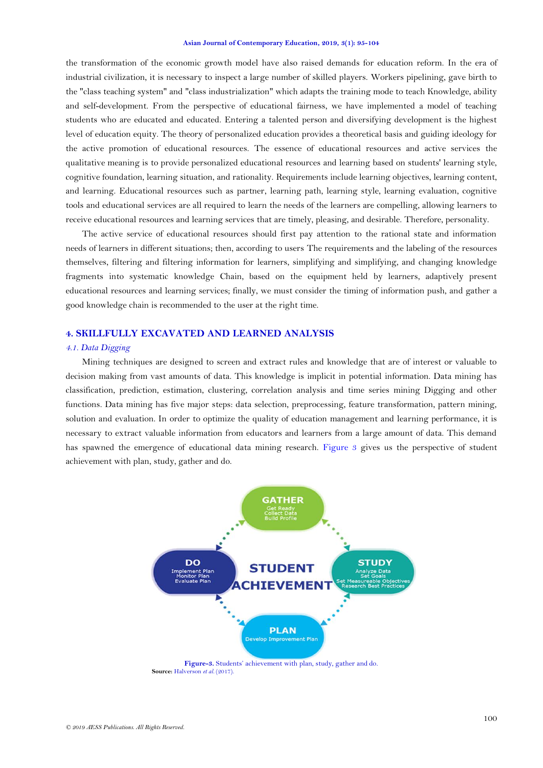the transformation of the economic growth model have also raised demands for education reform. In the era of industrial civilization, it is necessary to inspect a large number of skilled players. Workers pipelining, gave birth to the "class teaching system" and "class industrialization" which adapts the training mode to teach Knowledge, ability and self-development. From the perspective of educational fairness, we have implemented a model of teaching students who are educated and educated. Entering a talented person and diversifying development is the highest level of education equity. The theory of personalized education provides a theoretical basis and guiding ideology for the active promotion of educational resources. The essence of educational resources and active services the qualitative meaning is to provide personalized educational resources and learning based on students' learning style, cognitive foundation, learning situation, and rationality. Requirements include learning objectives, learning content, and learning. Educational resources such as partner, learning path, learning style, learning evaluation, cognitive tools and educational services are all required to learn the needs of the learners are compelling, allowing learners to receive educational resources and learning services that are timely, pleasing, and desirable. Therefore, personality.

The active service of educational resources should first pay attention to the rational state and information needs of learners in different situations; then, according to users The requirements and the labeling of the resources themselves, filtering and filtering information for learners, simplifying and simplifying, and changing knowledge fragments into systematic knowledge Chain, based on the equipment held by learners, adaptively present educational resources and learning services; finally, we must consider the timing of information push, and gather a good knowledge chain is recommended to the user at the right time.

## 4. SKILLFULLY EXCAVATED AND LEARNED ANALYSIS

### *4.1. Data Digging*

Mining techniques are designed to screen and extract rules and knowledge that are of interest or valuable to decision making from vast amounts of data. This knowledge is implicit in potential information. Data mining has classification, prediction, estimation, clustering, correlation analysis and time series mining Digging and other functions. Data mining has five major steps: data selection, preprocessing, feature transformation, pattern mining, solution and evaluation. In order to optimize the quality of education management and learning performance, it is necessary to extract valuable information from educators and learners from a large amount of data. This demand has spawned the emergence of educational data mining research. Figure 3 gives us the perspective of student achievement with plan, study, gather and do.

**Figure-3.** Students' achievement with plan, study, gather and do.

**Source:** Halverson *et al.* (2017).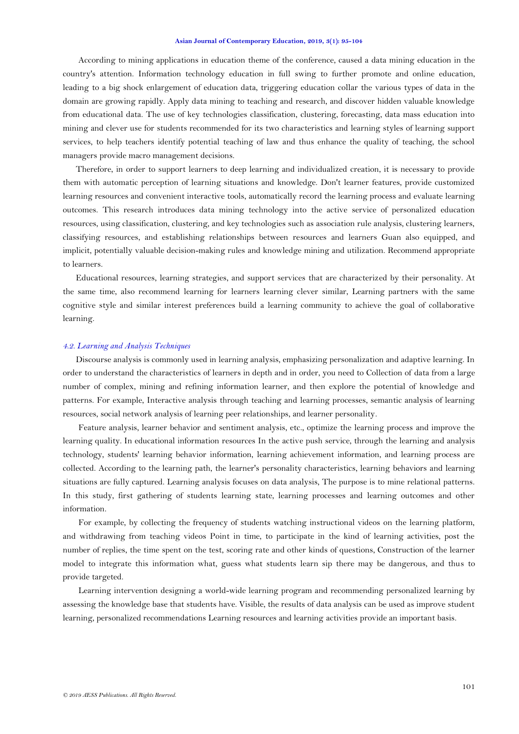According to mining applications in education theme of the conference, caused a data mining education in the country's attention. Information technology education in full swing to further promote and online education, leading to a big shock enlargement of education data, triggering education collar the various types of data in the domain are growing rapidly. Apply data mining to teaching and research, and discover hidden valuable knowledge from educational data. The use of key technologies classification, clustering, forecasting, data mass education into mining and clever use for students recommended for its two characteristics and learning styles of learning support services, to help teachers identify potential teaching of law and thus enhance the quality of teaching, the school managers provide macro management decisions.

Therefore, in order to support learners to deep learning and individualized creation, it is necessary to provide them with automatic perception of learning situations and knowledge. Don't learner features, provide customized learning resources and convenient interactive tools, automatically record the learning process and evaluate learning outcomes. This research introduces data mining technology into the active service of personalized education resources, using classification, clustering, and key technologies such as association rule analysis, clustering learners, classifying resources, and establishing relationships between resources and learners Guan also equipped, and implicit, potentially valuable decision-making rules and knowledge mining and utilization. Recommend appropriate to learners.

Educational resources, learning strategies, and support services that are characterized by their personality. At the same time, also recommend learning for learners learning clever similar, Learning partners with the same cognitive style and similar interest preferences build a learning community to achieve the goal of collaborative learning.

### *4.2. Learning and Analysis Techniques*

Discourse analysis is commonly used in learning analysis, emphasizing personalization and adaptive learning. In order to understand the characteristics of learners in depth and in order, you need to Collection of data from a large number of complex, mining and refining information learner, and then explore the potential of knowledge and patterns. For example, Interactive analysis through teaching and learning processes, semantic analysis of learning resources, social network analysis of learning peer relationships, and learner personality.

Feature analysis, learner behavior and sentiment analysis, etc., optimize the learning process and improve the learning quality. In educational information resources In the active push service, through the learning and analysis technology, students' learning behavior information, learning achievement information, and learning process are collected. According to the learning path, the learner's personality characteristics, learning behaviors and learning situations are fully captured. Learning analysis focuses on data analysis, The purpose is to mine relational patterns. In this study, first gathering of students learning state, learning processes and learning outcomes and other information.

For example, by collecting the frequency of students watching instructional videos on the learning platform, and withdrawing from teaching videos Point in time, to participate in the kind of learning activities, post the number of replies, the time spent on the test, scoring rate and other kinds of questions, Construction of the learner model to integrate this information what, guess what students learn sip there may be dangerous, and thus to provide targeted.

Learning intervention designing a world-wide learning program and recommending personalized learning by assessing the knowledge base that students have. Visible, the results of data analysis can be used as improve student learning, personalized recommendations Learning resources and learning activities provide an important basis.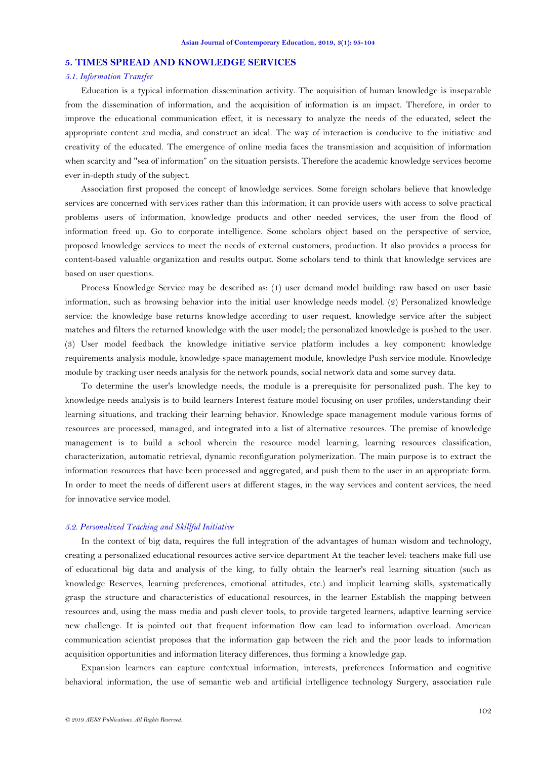## 5. TIMES SPREAD AND KNOWLEDGE SERVICES

### *5.1. Information Transfer*

Education is a typical information dissemination activity. The acquisition of human knowledge is inseparable from the dissemination of information, and the acquisition of information is an impact. Therefore, in order to improve the educational communication effect, it is necessary to analyze the needs of the educated, select the appropriate content and media, and construct an ideal. The way of interaction is conducive to the initiative and creativity of the educated. The emergence of online media faces the transmission and acquisition of information when scarcity and "sea of information" on the situation persists. Therefore the academic knowledge services become ever in-depth study of the subject.

Association first proposed the concept of knowledge services. Some foreign scholars believe that knowledge services are concerned with services rather than this information; it can provide users with access to solve practical problems users of information, knowledge products and other needed services, the user from the flood of information freed up. Go to corporate intelligence. Some scholars object based on the perspective of service, proposed knowledge services to meet the needs of external customers, production. It also provides a process for content-based valuable organization and results output. Some scholars tend to think that knowledge services are based on user questions.

Process Knowledge Service may be described as: (1) user demand model building: raw based on user basic information, such as browsing behavior into the initial user knowledge needs model. (2) Personalized knowledge service: the knowledge base returns knowledge according to user request, knowledge service after the subject matches and filters the returned knowledge with the user model; the personalized knowledge is pushed to the user. (3) User model feedback the knowledge initiative service platform includes a key component: knowledge requirements analysis module, knowledge space management module, knowledge Push service module. Knowledge module by tracking user needs analysis for the network pounds, social network data and some survey data.

To determine the user's knowledge needs, the module is a prerequisite for personalized push. The key to knowledge needs analysis is to build learners Interest feature model focusing on user profiles, understanding their learning situations, and tracking their learning behavior. Knowledge space management module various forms of resources are processed, managed, and integrated into a list of alternative resources. The premise of knowledge management is to build a school wherein the resource model learning, learning resources classification, characterization, automatic retrieval, dynamic reconfiguration polymerization. The main purpose is to extract the information resources that have been processed and aggregated, and push them to the user in an appropriate form. In order to meet the needs of different users at different stages, in the way services and content services, the need for innovative service model.

### *5.2. Personalized Teaching and Skillful Initiative*

In the context of big data, requires the full integration of the advantages of human wisdom and technology, creating a personalized educational resources active service department At the teacher level: teachers make full use of educational big data and analysis of the king, to fully obtain the learner's real learning situation (such as knowledge Reserves, learning preferences, emotional attitudes, etc.) and implicit learning skills, systematically grasp the structure and characteristics of educational resources, in the learner Establish the mapping between resources and, using the mass media and push clever tools, to provide targeted learners, adaptive learning service new challenge. It is pointed out that frequent information flow can lead to information overload. American communication scientist proposes that the information gap between the rich and the poor leads to information acquisition opportunities and information literacy differences, thus forming a knowledge gap.

Expansion learners can capture contextual information, interests, preferences Information and cognitive behavioral information, the use of semantic web and artificial intelligence technology Surgery, association rule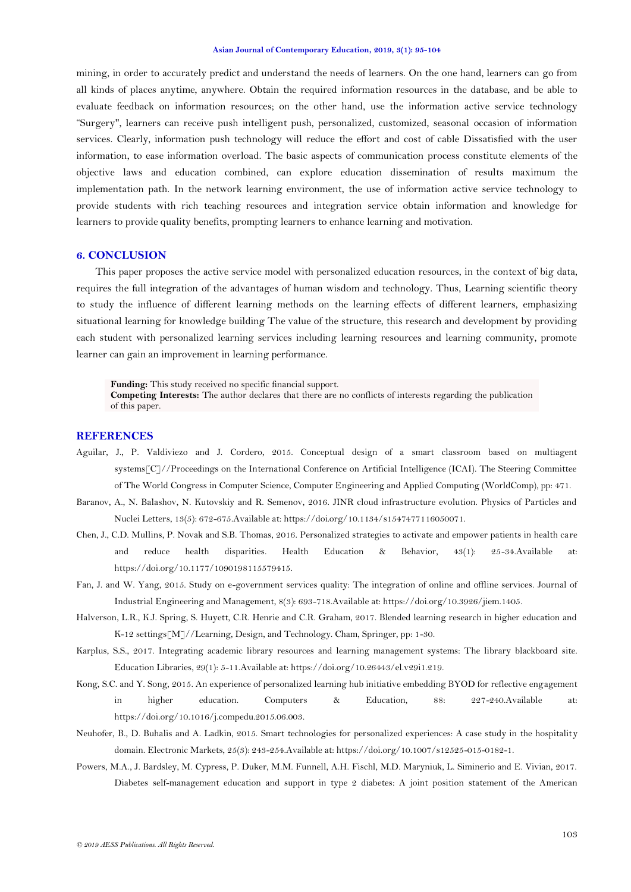mining, in order to accurately predict and understand the needs of learners. On the one hand, learners can go from all kinds of places anytime, anywhere. Obtain the required information resources in the database, and be able to evaluate feedback on information resources; on the other hand, use the information active service technology "Surgery", learners can receive push intelligent push, personalized, customized, seasonal occasion of information services. Clearly, information push technology will reduce the effort and cost of cable Dissatisfied with the user information, to ease information overload. The basic aspects of communication process constitute elements of the objective laws and education combined, can explore education dissemination of results maximum the implementation path. In the network learning environment, the use of information active service technology to provide students with rich teaching resources and integration service obtain information and knowledge for learners to provide quality benefits, prompting learners to enhance learning and motivation.

## 6. CONCLUSION

This paper proposes the active service model with personalized education resources, in the context of big data, requires the full integration of the advantages of human wisdom and technology. Thus, Learning scientific theory to study the influence of different learning methods on the learning effects of different learners, emphasizing situational learning for knowledge building The value of the structure, this research and development by providing each student with personalized learning services including learning resources and learning community, promote learner can gain an improvement in learning performance.

**Funding:** This study received no specific financial support.
**Competing Interests:** The author declares that there are no conflicts of interests regarding the publication of this paper.

## REFERENCES

Aguilar, J., P. Valdiviezo and J. Cordero, 2015. Conceptual design of a smart classroom based on multiagent systems[C]//Proceedings on the International Conference on Artificial Intelligence (ICAI). The Steering Committee of The World Congress in Computer Science, Computer Engineering and Applied Computing (WorldComp), pp: 471.

Baranov, A., N. Balashov, N. Kutovskiy and R. Semenov, 2016. JINR cloud infrastructure evolution. Physics of Particles and Nuclei Letters, 13(5): 672-675.Available at: https://doi.org/10.1134/s1547477116050071.

Chen, J., C.D. Mullins, P. Novak and S.B. Thomas, 2016. Personalized strategies to activate and empower patients in health care and reduce health disparities. Health Education & Behavior, 43(1): 25-34.Available at: https://doi.org/10.1177/1090198115579415.

Fan, J. and W. Yang, 2015. Study on e-government services quality: The integration of online and offline services. Journal of Industrial Engineering and Management, 8(3): 693-718.Available at: https://doi.org/10.3926/jiem.1405.

Halverson, L.R., K.J. Spring, S. Huyett, C.R. Henrie and C.R. Graham, 2017. Blended learning research in higher education and K-12 settings[M]//Learning, Design, and Technology. Cham, Springer, pp: 1-30.

Karplus, S.S., 2017. Integrating academic library resources and learning management systems: The library blackboard site. Education Libraries, 29(1): 5-11.Available at: https://doi.org/10.26443/el.v29i1.219.

Kong, S.C. and Y. Song, 2015. An experience of personalized learning hub initiative embedding BYOD for reflective engagement in higher education. Computers & Education, 88: 227-240.Available at: https://doi.org/10.1016/j.compedu.2015.06.003.

Neuhofer, B., D. Buhalis and A. Ladkin, 2015. Smart technologies for personalized experiences: A case study in the hospitality domain. Electronic Markets, 25(3): 243-254.Available at: https://doi.org/10.1007/s12525-015-0182-1.

Powers, M.A., J. Bardsley, M. Cypress, P. Duker, M.M. Funnell, A.H. Fischl, M.D. Maryniuk, L. Siminerio and E. Vivian, 2017. Diabetes self-management education and support in type 2 diabetes: A joint position statement of the American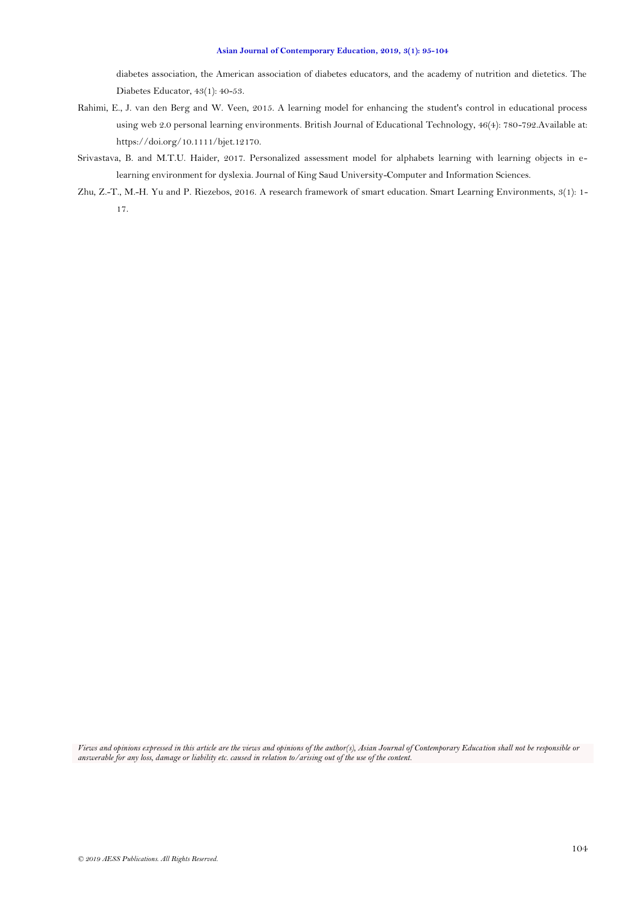diabetes association, the American association of diabetes educators, and the academy of nutrition and dietetics. The Diabetes Educator, 43(1): 40-53.

Rahimi, E., J. van den Berg and W. Veen, 2015. A learning model for enhancing the student's control in educational process using web 2.0 personal learning environments. British Journal of Educational Technology, 46(4): 780-792.Available at: https://doi.org/10.1111/bjet.12170.

Srivastava, B. and M.T.U. Haider, 2017. Personalized assessment model for alphabets learning with learning objects in e-learning environment for dyslexia. Journal of King Saud University-Computer and Information Sciences.

Zhu, Z.-T., M.-H. Yu and P. Riezebos, 2016. A research framework of smart education. Smart Learning Environments, 3(1): 1-17.

*Views and opinions expressed in this article are the views and opinions of the author(s), Asian Journal of Contemporary Education shall not be responsible or answerable for any loss, damage or liability etc. caused in relation to/arising out of the use of the content.*